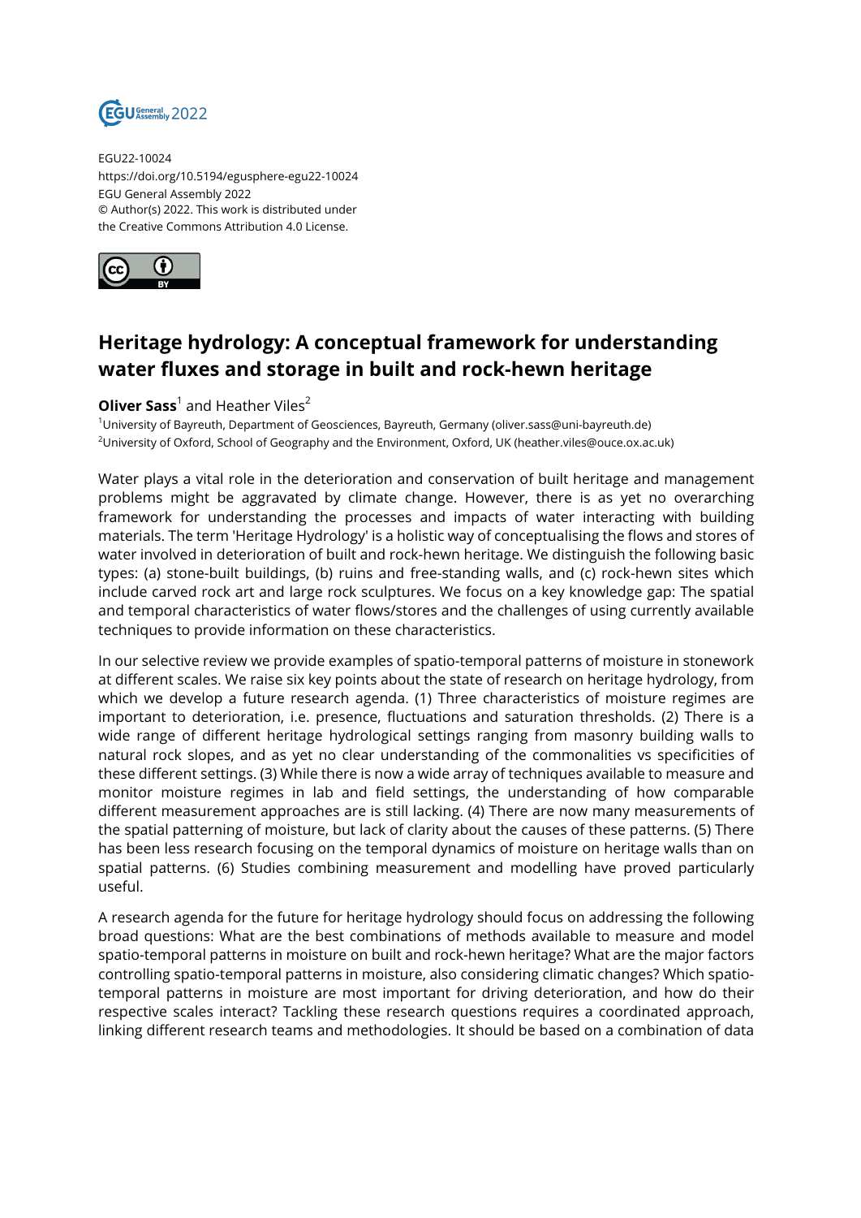EGU22-10024
https://doi.org/10.5194/egusphere-egu22-10024
EGU General Assembly 2022
© Author(s) 2022. This work is distributed under
the Creative Commons Attribution 4.0 License.

# Heritage hydrology: A conceptual framework for understanding water fluxes and storage in built and rock-hewn heritage

**Oliver Sass**[1] and Heather Viles[2]

[1]University of Bayreuth, Department of Geosciences, Bayreuth, Germany (oliver.sass@uni-bayreuth.de)
[2]University of Oxford, School of Geography and the Environment, Oxford, UK (heather.viles@ouce.ox.ac.uk)

Water plays a vital role in the deterioration and conservation of built heritage and management problems might be aggravated by climate change. However, there is as yet no overarching framework for understanding the processes and impacts of water interacting with building materials. The term 'Heritage Hydrology' is a holistic way of conceptualising the flows and stores of water involved in deterioration of built and rock-hewn heritage. We distinguish the following basic types: (a) stone-built buildings, (b) ruins and free-standing walls, and (c) rock-hewn sites which include carved rock art and large rock sculptures. We focus on a key knowledge gap: The spatial and temporal characteristics of water flows/stores and the challenges of using currently available techniques to provide information on these characteristics.

In our selective review we provide examples of spatio-temporal patterns of moisture in stonework at different scales. We raise six key points about the state of research on heritage hydrology, from which we develop a future research agenda. (1) Three characteristics of moisture regimes are important to deterioration, i.e. presence, fluctuations and saturation thresholds. (2) There is a wide range of different heritage hydrological settings ranging from masonry building walls to natural rock slopes, and as yet no clear understanding of the commonalities vs specificities of these different settings. (3) While there is now a wide array of techniques available to measure and monitor moisture regimes in lab and field settings, the understanding of how comparable different measurement approaches are is still lacking. (4) There are now many measurements of the spatial patterning of moisture, but lack of clarity about the causes of these patterns. (5) There has been less research focusing on the temporal dynamics of moisture on heritage walls than on spatial patterns. (6) Studies combining measurement and modelling have proved particularly useful.

A research agenda for the future for heritage hydrology should focus on addressing the following broad questions: What are the best combinations of methods available to measure and model spatio-temporal patterns in moisture on built and rock-hewn heritage? What are the major factors controlling spatio-temporal patterns in moisture, also considering climatic changes? Which spatio-temporal patterns in moisture are most important for driving deterioration, and how do their respective scales interact? Tackling these research questions requires a coordinated approach, linking different research teams and methodologies. It should be based on a combination of data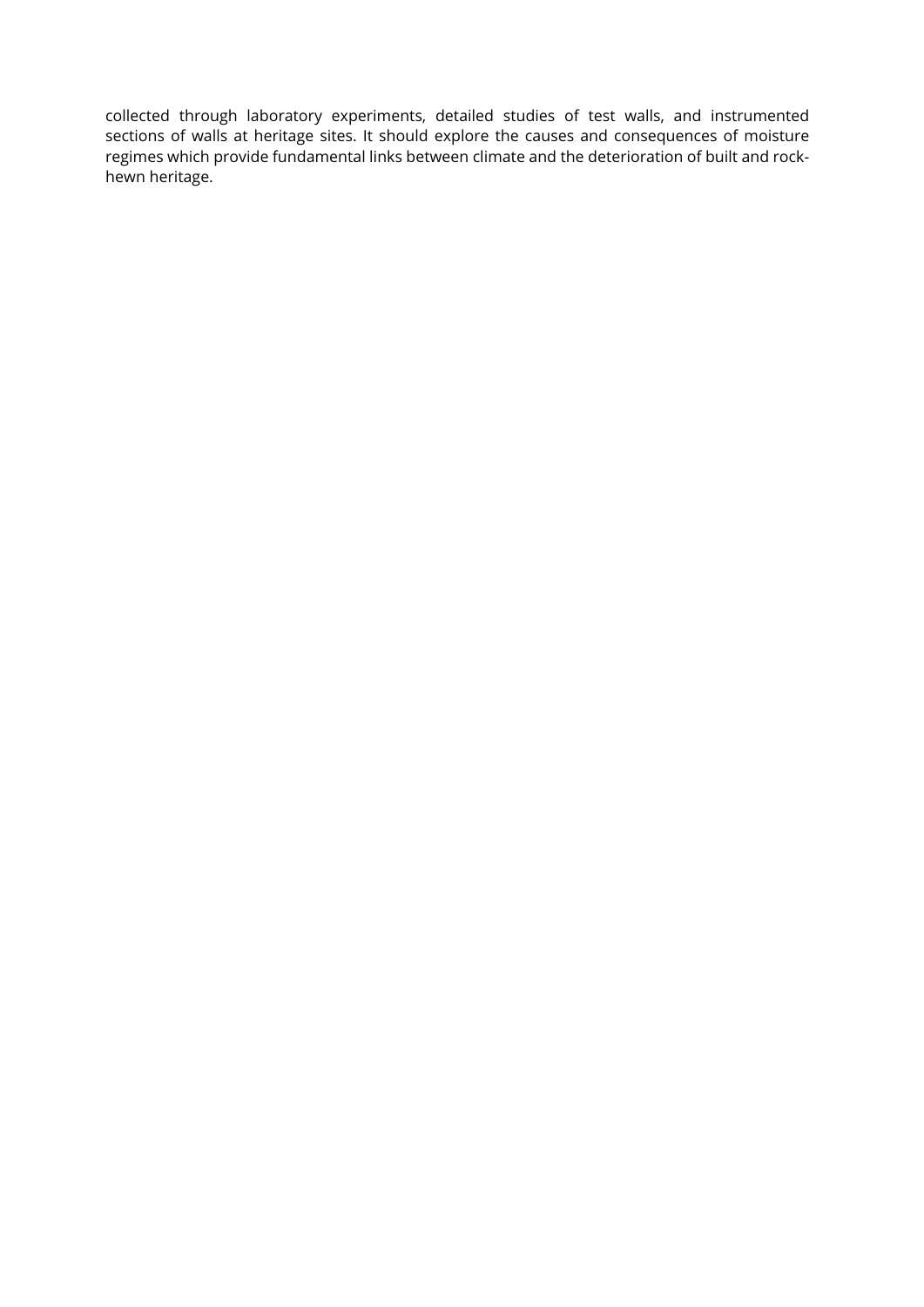collected through laboratory experiments, detailed studies of test walls, and instrumented sections of walls at heritage sites. It should explore the causes and consequences of moisture regimes which provide fundamental links between climate and the deterioration of built and rock-hewn heritage.